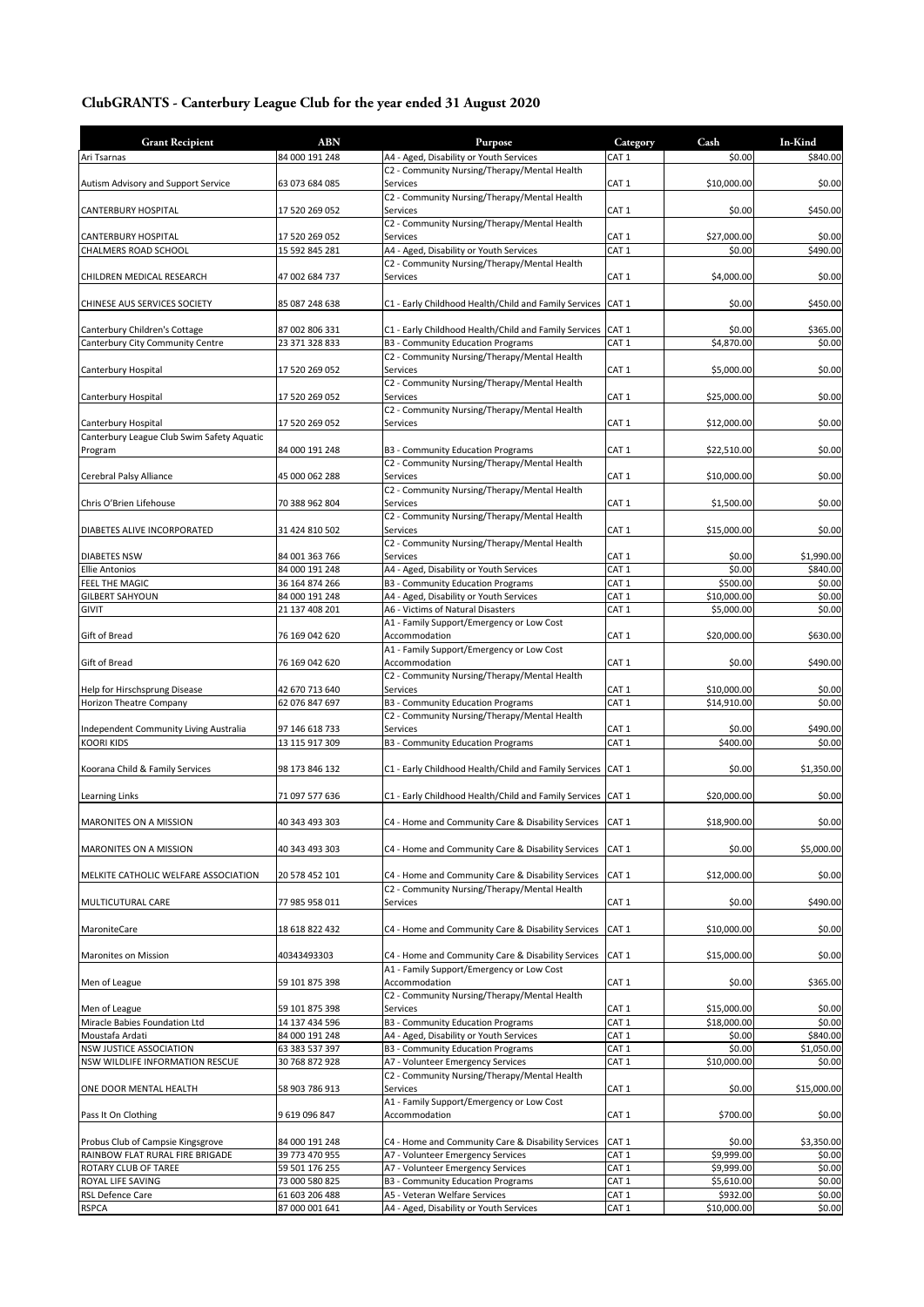# ClubGRANTS - Canterbury League Club for the year ended 31 August 2020

| Grant Recipient | ABN | Purpose | Category | Cash | In-Kind |
|---|---|---|---|---|---|
| Ari Tsarnas | 84 000 191 248 | A4 - Aged, Disability or Youth Services | CAT 1 | $0.00 | $840.00 |
| Autism Advisory and Support Service | 63 073 684 085 | C2 - Community Nursing/Therapy/Mental Health Services | CAT 1 | $10,000.00 | $0.00 |
| CANTERBURY HOSPITAL | 17 520 269 052 | C2 - Community Nursing/Therapy/Mental Health Services | CAT 1 | $0.00 | $450.00 |
| CANTERBURY HOSPITAL | 17 520 269 052 | C2 - Community Nursing/Therapy/Mental Health Services | CAT 1 | $27,000.00 | $0.00 |
| CHALMERS ROAD SCHOOL | 15 592 845 281 | A4 - Aged, Disability or Youth Services | CAT 1 | $0.00 | $490.00 |
| CHILDREN MEDICAL RESEARCH | 47 002 684 737 | C2 - Community Nursing/Therapy/Mental Health Services | CAT 1 | $4,000.00 | $0.00 |
| CHINESE AUS SERVICES SOCIETY | 85 087 248 638 | C1 - Early Childhood Health/Child and Family Services | CAT 1 | $0.00 | $450.00 |
| Canterbury Children's Cottage | 87 002 806 331 | C1 - Early Childhood Health/Child and Family Services | CAT 1 | $0.00 | $365.00 |
| Canterbury City Community Centre | 23 371 328 833 | B3 - Community Education Programs | CAT 1 | $4,870.00 | $0.00 |
| Canterbury Hospital | 17 520 269 052 | C2 - Community Nursing/Therapy/Mental Health Services | CAT 1 | $5,000.00 | $0.00 |
| Canterbury Hospital | 17 520 269 052 | C2 - Community Nursing/Therapy/Mental Health Services | CAT 1 | $25,000.00 | $0.00 |
| Canterbury Hospital | 17 520 269 052 | C2 - Community Nursing/Therapy/Mental Health Services | CAT 1 | $12,000.00 | $0.00 |
| Canterbury League Club Swim Safety Aquatic Program | 84 000 191 248 | B3 - Community Education Programs | CAT 1 | $22,510.00 | $0.00 |
| Cerebral Palsy Alliance | 45 000 062 288 | C2 - Community Nursing/Therapy/Mental Health Services | CAT 1 | $10,000.00 | $0.00 |
| Chris O'Brien Lifehouse | 70 388 962 804 | C2 - Community Nursing/Therapy/Mental Health Services | CAT 1 | $1,500.00 | $0.00 |
| DIABETES ALIVE INCORPORATED | 31 424 810 502 | C2 - Community Nursing/Therapy/Mental Health Services | CAT 1 | $15,000.00 | $0.00 |
| DIABETES NSW | 84 001 363 766 | C2 - Community Nursing/Therapy/Mental Health Services | CAT 1 | $0.00 | $1,990.00 |
| Ellie Antonios | 84 000 191 248 | A4 - Aged, Disability or Youth Services | CAT 1 | $0.00 | $840.00 |
| FEEL THE MAGIC | 36 164 874 266 | B3 - Community Education Programs | CAT 1 | $500.00 | $0.00 |
| GILBERT SAHYOUN | 84 000 191 248 | A4 - Aged, Disability or Youth Services | CAT 1 | $10,000.00 | $0.00 |
| GIVIT | 21 137 408 201 | A6 - Victims of Natural Disasters | CAT 1 | $5,000.00 | $0.00 |
| Gift of Bread | 76 169 042 620 | A1 - Family Support/Emergency or Low Cost Accommodation | CAT 1 | $20,000.00 | $630.00 |
| Gift of Bread | 76 169 042 620 | A1 - Family Support/Emergency or Low Cost Accommodation | CAT 1 | $0.00 | $490.00 |
| Help for Hirschsprung Disease | 42 670 713 640 | C2 - Community Nursing/Therapy/Mental Health Services | CAT 1 | $10,000.00 | $0.00 |
| Horizon Theatre Company | 62 076 847 697 | B3 - Community Education Programs | CAT 1 | $14,910.00 | $0.00 |
| Independent Community Living Australia | 97 146 618 733 | C2 - Community Nursing/Therapy/Mental Health Services | CAT 1 | $0.00 | $490.00 |
| KOORI KIDS | 13 115 917 309 | B3 - Community Education Programs | CAT 1 | $400.00 | $0.00 |
| Koorana Child & Family Services | 98 173 846 132 | C1 - Early Childhood Health/Child and Family Services | CAT 1 | $0.00 | $1,350.00 |
| Learning Links | 71 097 577 636 | C1 - Early Childhood Health/Child and Family Services | CAT 1 | $20,000.00 | $0.00 |
| MARONITES ON A MISSION | 40 343 493 303 | C4 - Home and Community Care & Disability Services | CAT 1 | $18,900.00 | $0.00 |
| MARONITES ON A MISSION | 40 343 493 303 | C4 - Home and Community Care & Disability Services | CAT 1 | $0.00 | $5,000.00 |
| MELKITE CATHOLIC WELFARE ASSOCIATION | 20 578 452 101 | C4 - Home and Community Care & Disability Services | CAT 1 | $12,000.00 | $0.00 |
| MULTICUTURAL CARE | 77 985 958 011 | C2 - Community Nursing/Therapy/Mental Health Services | CAT 1 | $0.00 | $490.00 |
| MaroniteCare | 18 618 822 432 | C4 - Home and Community Care & Disability Services | CAT 1 | $10,000.00 | $0.00 |
| Maronites on Mission | 40343493303 | C4 - Home and Community Care & Disability Services | CAT 1 | $15,000.00 | $0.00 |
| Men of League | 59 101 875 398 | A1 - Family Support/Emergency or Low Cost Accommodation | CAT 1 | $0.00 | $365.00 |
| Men of League | 59 101 875 398 | C2 - Community Nursing/Therapy/Mental Health Services | CAT 1 | $15,000.00 | $0.00 |
| Miracle Babies Foundation Ltd | 14 137 434 596 | B3 - Community Education Programs | CAT 1 | $18,000.00 | $0.00 |
| Moustafa Ardati | 84 000 191 248 | A4 - Aged, Disability or Youth Services | CAT 1 | $0.00 | $840.00 |
| NSW JUSTICE ASSOCIATION | 63 383 537 397 | B3 - Community Education Programs | CAT 1 | $0.00 | $1,050.00 |
| NSW WILDLIFE INFORMATION RESCUE | 30 768 872 928 | A7 - Volunteer Emergency Services | CAT 1 | $10,000.00 | $0.00 |
| ONE DOOR MENTAL HEALTH | 58 903 786 913 | C2 - Community Nursing/Therapy/Mental Health Services | CAT 1 | $0.00 | $15,000.00 |
| Pass It On Clothing | 9 619 096 847 | A1 - Family Support/Emergency or Low Cost Accommodation | CAT 1 | $700.00 | $0.00 |
| Probus Club of Campsie Kingsgrove | 84 000 191 248 | C4 - Home and Community Care & Disability Services | CAT 1 | $0.00 | $3,350.00 |
| RAINBOW FLAT RURAL FIRE BRIGADE | 39 773 470 955 | A7 - Volunteer Emergency Services | CAT 1 | $9,999.00 | $0.00 |
| ROTARY CLUB OF TAREE | 59 501 176 255 | A7 - Volunteer Emergency Services | CAT 1 | $9,999.00 | $0.00 |
| ROYAL LIFE SAVING | 73 000 580 825 | B3 - Community Education Programs | CAT 1 | $5,610.00 | $0.00 |
| RSL Defence Care | 61 603 206 488 | A5 - Veteran Welfare Services | CAT 1 | $932.00 | $0.00 |
| RSPCA | 87 000 001 641 | A4 - Aged, Disability or Youth Services | CAT 1 | $10,000.00 | $0.00 |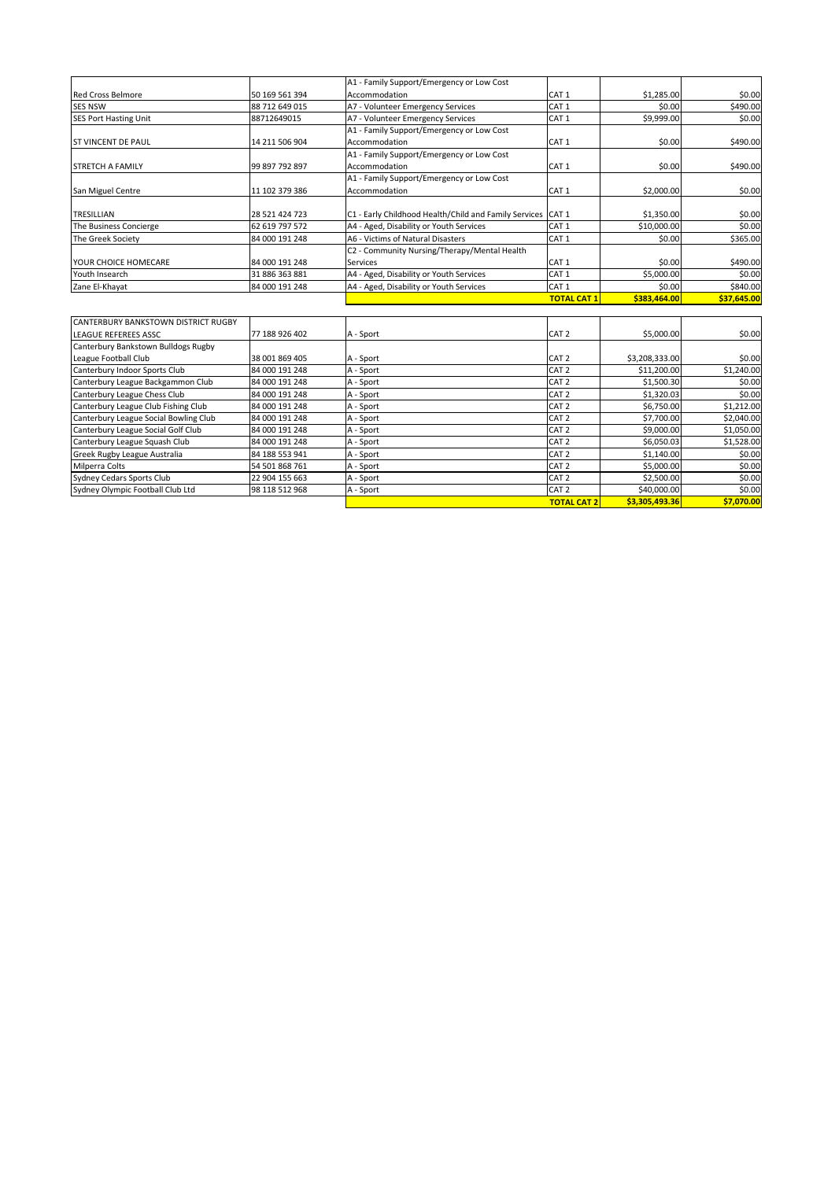| | | | | | |
|---|---|---|---|---|---|
| Red Cross Belmore | 50 169 561 394 | A1 - Family Support/Emergency or Low Cost Accommodation | CAT 1 | $1,285.00 | $0.00 |
| SES NSW | 88 712 649 015 | A7 - Volunteer Emergency Services | CAT 1 | $0.00 | $490.00 |
| SES Port Hasting Unit | 88712649015 | A7 - Volunteer Emergency Services | CAT 1 | $9,999.00 | $0.00 |
| ST VINCENT DE PAUL | 14 211 506 904 | A1 - Family Support/Emergency or Low Cost Accommodation | CAT 1 | $0.00 | $490.00 |
| STRETCH A FAMILY | 99 897 792 897 | A1 - Family Support/Emergency or Low Cost Accommodation | CAT 1 | $0.00 | $490.00 |
| San Miguel Centre | 11 102 379 386 | A1 - Family Support/Emergency or Low Cost Accommodation | CAT 1 | $2,000.00 | $0.00 |
| TRESILLIAN | 28 521 424 723 | C1 - Early Childhood Health/Child and Family Services | CAT 1 | $1,350.00 | $0.00 |
| The Business Concierge | 62 619 797 572 | A4 - Aged, Disability or Youth Services | CAT 1 | $10,000.00 | $0.00 |
| The Greek Society | 84 000 191 248 | A6 - Victims of Natural Disasters | CAT 1 | $0.00 | $365.00 |
| YOUR CHOICE HOMECARE | 84 000 191 248 | C2 - Community Nursing/Therapy/Mental Health Services | CAT 1 | $0.00 | $490.00 |
| Youth Insearch | 31 886 363 881 | A4 - Aged, Disability or Youth Services | CAT 1 | $5,000.00 | $0.00 |
| Zane El-Khayat | 84 000 191 248 | A4 - Aged, Disability or Youth Services | CAT 1 | $0.00 | $840.00 |
| | | | **TOTAL CAT 1** | **$383,464.00** | **$37,645.00** |

| | | | | | |
|---|---|---|---|---|---|
| CANTERBURY BANKSTOWN DISTRICT RUGBY LEAGUE REFEREES ASSC | 77 188 926 402 | A - Sport | CAT 2 | $5,000.00 | $0.00 |
| Canterbury Bankstown Bulldogs Rugby League Football Club | 38 001 869 405 | A - Sport | CAT 2 | $3,208,333.00 | $0.00 |
| Canterbury Indoor Sports Club | 84 000 191 248 | A - Sport | CAT 2 | $11,200.00 | $1,240.00 |
| Canterbury League Backgammon Club | 84 000 191 248 | A - Sport | CAT 2 | $1,500.30 | $0.00 |
| Canterbury League Chess Club | 84 000 191 248 | A - Sport | CAT 2 | $1,320.03 | $0.00 |
| Canterbury League Club Fishing Club | 84 000 191 248 | A - Sport | CAT 2 | $6,750.00 | $1,212.00 |
| Canterbury League Social Bowling Club | 84 000 191 248 | A - Sport | CAT 2 | $7,700.00 | $2,040.00 |
| Canterbury League Social Golf Club | 84 000 191 248 | A - Sport | CAT 2 | $9,000.00 | $1,050.00 |
| Canterbury League Squash Club | 84 000 191 248 | A - Sport | CAT 2 | $6,050.03 | $1,528.00 |
| Greek Rugby League Australia | 84 188 553 941 | A - Sport | CAT 2 | $1,140.00 | $0.00 |
| Milperra Colts | 54 501 868 761 | A - Sport | CAT 2 | $5,000.00 | $0.00 |
| Sydney Cedars Sports Club | 22 904 155 663 | A - Sport | CAT 2 | $2,500.00 | $0.00 |
| Sydney Olympic Football Club Ltd | 98 118 512 968 | A - Sport | CAT 2 | $40,000.00 | $0.00 |
| | | | **TOTAL CAT 2** | **$3,305,493.36** | **$7,070.00** |